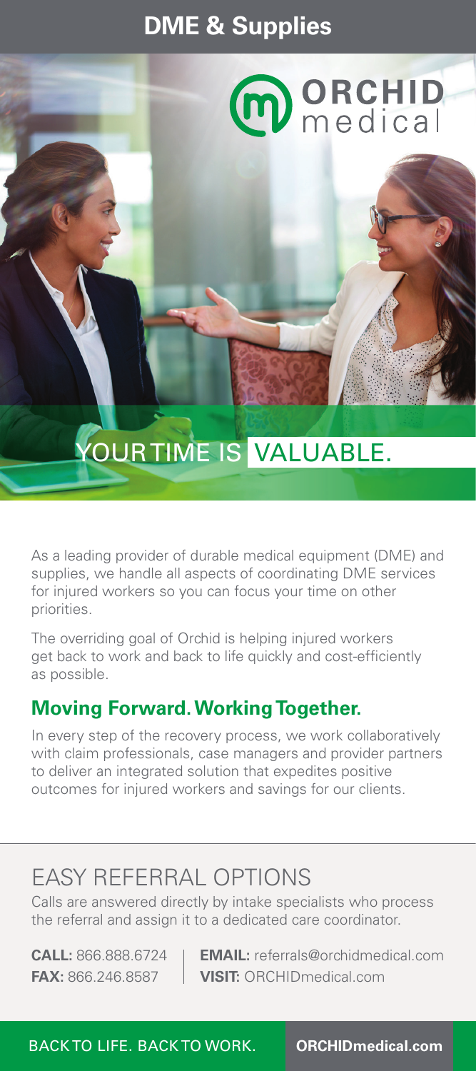# DME & Supplies

ORCHID medical

## YOUR TIME IS VALUABLE.

As a leading provider of durable medical equipment (DME) and supplies, we handle all aspects of coordinating DME services for injured workers so you can focus your time on other priorities.

The overriding goal of Orchid is helping injured workers get back to work and back to life quickly and cost-efficiently as possible.

### Moving Forward. Working Together.

In every step of the recovery process, we work collaboratively with claim professionals, case managers and provider partners to deliver an integrated solution that expedites positive outcomes for injured workers and savings for our clients.

## EASY REFERRAL OPTIONS

Calls are answered directly by intake specialists who process the referral and assign it to a dedicated care coordinator.

**CALL:** 866.888.6724
**FAX:** 866.246.8587

**EMAIL:** referrals@orchidmedical.com
**VISIT:** ORCHIDmedical.com

BACK TO LIFE. BACK TO WORK. **ORCHIDmedical.com**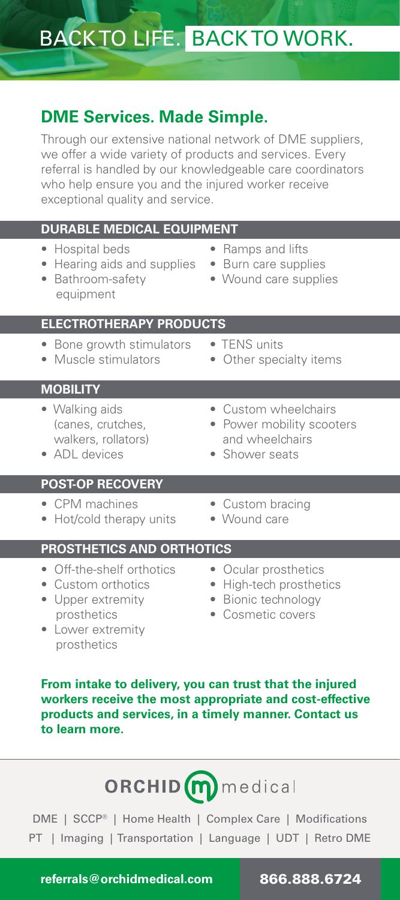# BACK TO LIFE. BACK TO WORK.

## DME Services. Made Simple.

Through our extensive national network of DME suppliers, we offer a wide variety of products and services. Every referral is handled by our knowledgeable care coordinators who help ensure you and the injured worker receive exceptional quality and service.

### DURABLE MEDICAL EQUIPMENT

- Hospital beds
- Hearing aids and supplies
- Bathroom-safety equipment
- Ramps and lifts
- Burn care supplies
- Wound care supplies

### ELECTROTHERAPY PRODUCTS

- Bone growth stimulators
- Muscle stimulators
- TENS units
- Other specialty items

### MOBILITY

- Walking aids (canes, crutches, walkers, rollators)
- ADL devices
- Custom wheelchairs
- Power mobility scooters and wheelchairs
- Shower seats

### POST-OP RECOVERY

- CPM machines
- Hot/cold therapy units
- Custom bracing
- Wound care

### PROSTHETICS AND ORTHOTICS

- Off-the-shelf orthotics
- Custom orthotics
- Upper extremity prosthetics
- Lower extremity prosthetics
- Ocular prosthetics
- High-tech prosthetics
- Bionic technology
- Cosmetic covers

**From intake to delivery, you can trust that the injured workers receive the most appropriate and cost-effective products and services, in a timely manner. Contact us to learn more.**

ORCHID medical

DME | SCCP® | Home Health | Complex Care | Modifications
PT | Imaging | Transportation | Language | UDT | Retro DME

**referrals@orchidmedical.com** **866.888.6724**